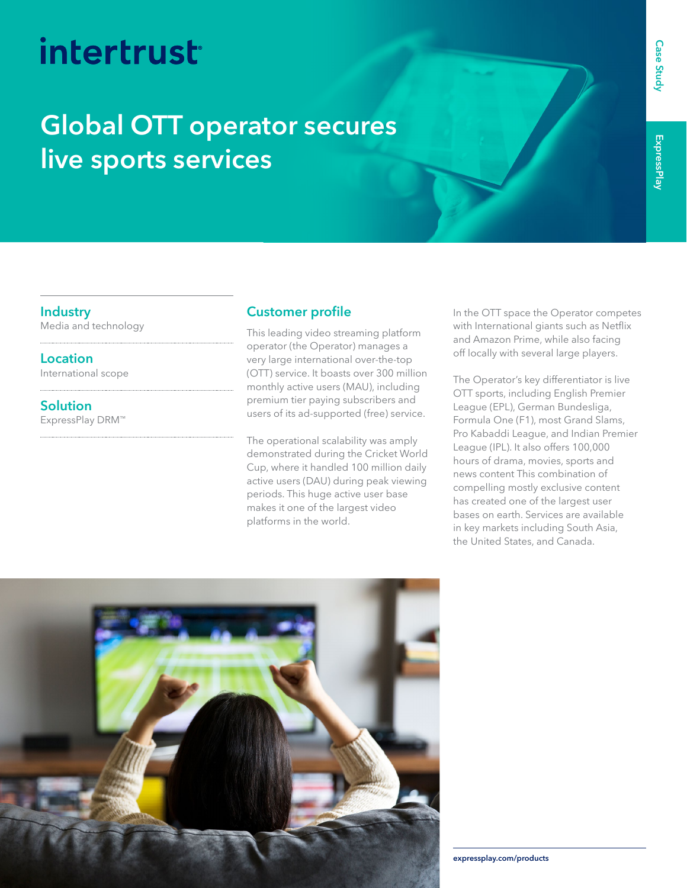intertrust

# Global OTT operator secures live sports services

Case Study

ExpressPlay

### Industry

Media and technology

### Location

International scope

### Solution

ExpressPlay DRM™

## Customer profile

This leading video streaming platform operator (the Operator) manages a very large international over-the-top (OTT) service. It boasts over 300 million monthly active users (MAU), including premium tier paying subscribers and users of its ad-supported (free) service.

The operational scalability was amply demonstrated during the Cricket World Cup, where it handled 100 million daily active users (DAU) during peak viewing periods. This huge active user base makes it one of the largest video platforms in the world.

In the OTT space the Operator competes with International giants such as Netflix and Amazon Prime, while also facing off locally with several large players.

The Operator's key differentiator is live OTT sports, including English Premier League (EPL), German Bundesliga, Formula One (F1), most Grand Slams, Pro Kabaddi League, and Indian Premier League (IPL). It also offers 100,000 hours of drama, movies, sports and news content This combination of compelling mostly exclusive content has created one of the largest user bases on earth. Services are available in key markets including South Asia, the United States, and Canada.

expressplay.com/products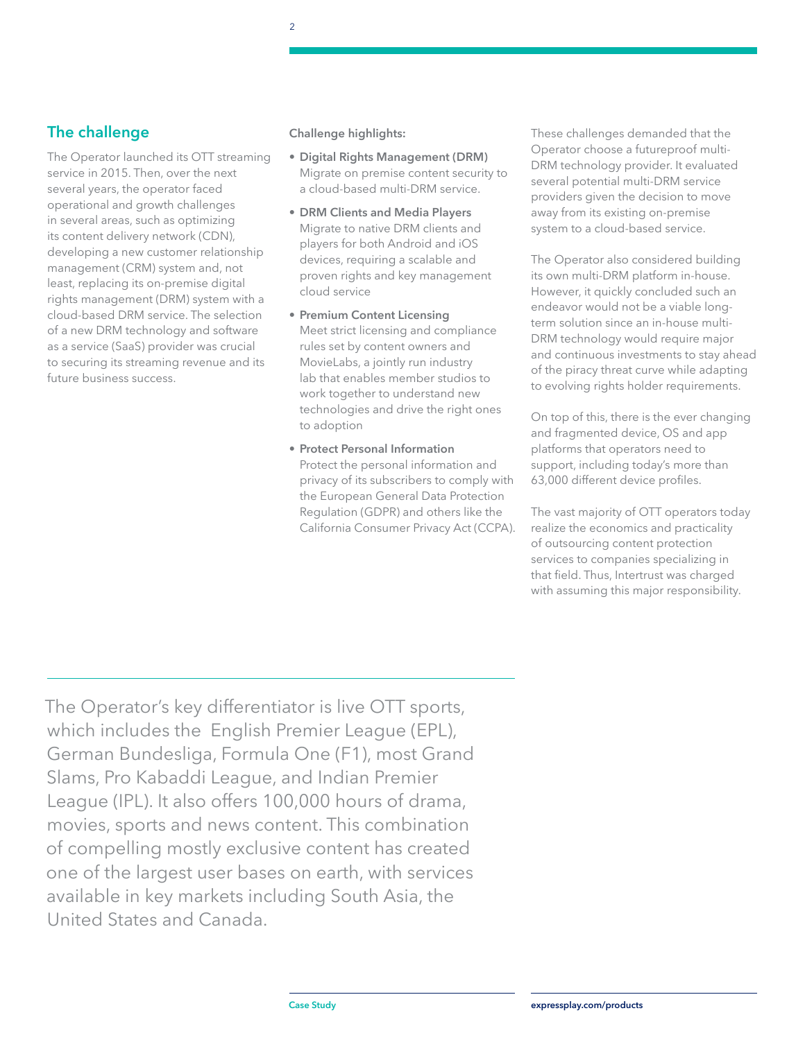## The challenge

The Operator launched its OTT streaming service in 2015. Then, over the next several years, the operator faced operational and growth challenges in several areas, such as optimizing its content delivery network (CDN), developing a new customer relationship management (CRM) system and, not least, replacing its on-premise digital rights management (DRM) system with a cloud-based DRM service. The selection of a new DRM technology and software as a service (SaaS) provider was crucial to securing its streaming revenue and its future business success.

**Challenge highlights:**

- **Digital Rights Management (DRM)**
  Migrate on premise content security to a cloud-based multi-DRM service.
- **DRM Clients and Media Players**
  Migrate to native DRM clients and players for both Android and iOS devices, requiring a scalable and proven rights and key management cloud service
- **Premium Content Licensing**
  Meet strict licensing and compliance rules set by content owners and MovieLabs, a jointly run industry lab that enables member studios to work together to understand new technologies and drive the right ones to adoption
- **Protect Personal Information**
  Protect the personal information and privacy of its subscribers to comply with the European General Data Protection Regulation (GDPR) and others like the California Consumer Privacy Act (CCPA).

These challenges demanded that the Operator choose a futureproof multi-DRM technology provider. It evaluated several potential multi-DRM service providers given the decision to move away from its existing on-premise system to a cloud-based service.

The Operator also considered building its own multi-DRM platform in-house. However, it quickly concluded such an endeavor would not be a viable long-term solution since an in-house multi-DRM technology would require major and continuous investments to stay ahead of the piracy threat curve while adapting to evolving rights holder requirements.

On top of this, there is the ever changing and fragmented device, OS and app platforms that operators need to support, including today's more than 63,000 different device profiles.

The vast majority of OTT operators today realize the economics and practicality of outsourcing content protection services to companies specializing in that field. Thus, Intertrust was charged with assuming this major responsibility.

The Operator's key differentiator is live OTT sports, which includes the English Premier League (EPL), German Bundesliga, Formula One (F1), most Grand Slams, Pro Kabaddi League, and Indian Premier League (IPL). It also offers 100,000 hours of drama, movies, sports and news content. This combination of compelling mostly exclusive content has created one of the largest user bases on earth, with services available in key markets including South Asia, the United States and Canada.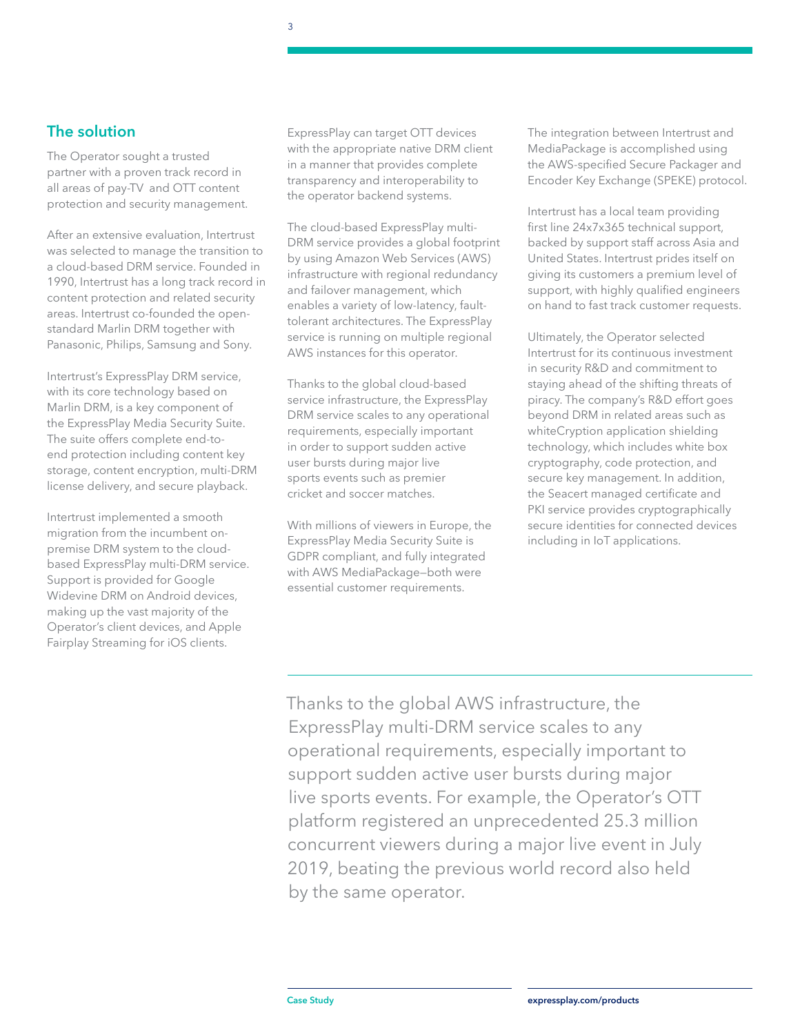## The solution

The Operator sought a trusted partner with a proven track record in all areas of pay-TV and OTT content protection and security management.

After an extensive evaluation, Intertrust was selected to manage the transition to a cloud-based DRM service. Founded in 1990, Intertrust has a long track record in content protection and related security areas. Intertrust co-founded the open-standard Marlin DRM together with Panasonic, Philips, Samsung and Sony.

Intertrust's ExpressPlay DRM service, with its core technology based on Marlin DRM, is a key component of the ExpressPlay Media Security Suite. The suite offers complete end-to-end protection including content key storage, content encryption, multi-DRM license delivery, and secure playback.

Intertrust implemented a smooth migration from the incumbent on-premise DRM system to the cloud-based ExpressPlay multi-DRM service. Support is provided for Google Widevine DRM on Android devices, making up the vast majority of the Operator's client devices, and Apple Fairplay Streaming for iOS clients.

ExpressPlay can target OTT devices with the appropriate native DRM client in a manner that provides complete transparency and interoperability to the operator backend systems.

The cloud-based ExpressPlay multi-DRM service provides a global footprint by using Amazon Web Services (AWS) infrastructure with regional redundancy and failover management, which enables a variety of low-latency, fault-tolerant architectures. The ExpressPlay service is running on multiple regional AWS instances for this operator.

Thanks to the global cloud-based service infrastructure, the ExpressPlay DRM service scales to any operational requirements, especially important in order to support sudden active user bursts during major live sports events such as premier cricket and soccer matches.

With millions of viewers in Europe, the ExpressPlay Media Security Suite is GDPR compliant, and fully integrated with AWS MediaPackage—both were essential customer requirements.

The integration between Intertrust and MediaPackage is accomplished using the AWS-specified Secure Packager and Encoder Key Exchange (SPEKE) protocol.

Intertrust has a local team providing first line 24x7x365 technical support, backed by support staff across Asia and United States. Intertrust prides itself on giving its customers a premium level of support, with highly qualified engineers on hand to fast track customer requests.

Ultimately, the Operator selected Intertrust for its continuous investment in security R&D and commitment to staying ahead of the shifting threats of piracy. The company's R&D effort goes beyond DRM in related areas such as whiteCryption application shielding technology, which includes white box cryptography, code protection, and secure key management. In addition, the Seacert managed certificate and PKI service provides cryptographically secure identities for connected devices including in IoT applications.

> Thanks to the global AWS infrastructure, the ExpressPlay multi-DRM service scales to any operational requirements, especially important to support sudden active user bursts during major live sports events. For example, the Operator's OTT platform registered an unprecedented 25.3 million concurrent viewers during a major live event in July 2019, beating the previous world record also held by the same operator.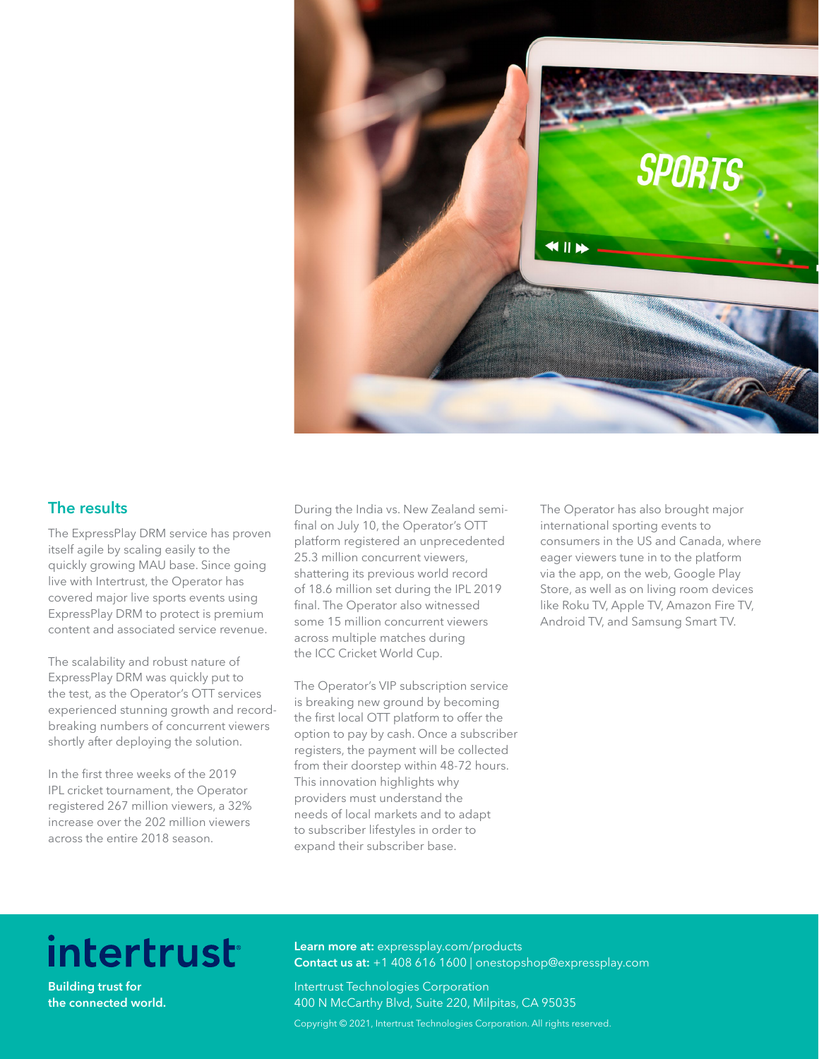## The results

The ExpressPlay DRM service has proven itself agile by scaling easily to the quickly growing MAU base. Since going live with Intertrust, the Operator has covered major live sports events using ExpressPlay DRM to protect is premium content and associated service revenue.

The scalability and robust nature of ExpressPlay DRM was quickly put to the test, as the Operator's OTT services experienced stunning growth and record-breaking numbers of concurrent viewers shortly after deploying the solution.

In the first three weeks of the 2019 IPL cricket tournament, the Operator registered 267 million viewers, a 32% increase over the 202 million viewers across the entire 2018 season.

During the India vs. New Zealand semi-final on July 10, the Operator's OTT platform registered an unprecedented 25.3 million concurrent viewers, shattering its previous world record of 18.6 million set during the IPL 2019 final. The Operator also witnessed some 15 million concurrent viewers across multiple matches during the ICC Cricket World Cup.

The Operator's VIP subscription service is breaking new ground by becoming the first local OTT platform to offer the option to pay by cash. Once a subscriber registers, the payment will be collected from their doorstep within 48-72 hours. This innovation highlights why providers must understand the needs of local markets and to adapt to subscriber lifestyles in order to expand their subscriber base.

The Operator has also brought major international sporting events to consumers in the US and Canada, where eager viewers tune in to the platform via the app, on the web, Google Play Store, as well as on living room devices like Roku TV, Apple TV, Amazon Fire TV, Android TV, and Samsung Smart TV.

**intertrust**

**Building trust for the connected world.**

**Learn more at:** expressplay.com/products
**Contact us at:** +1 408 616 1600 | onestopshop@expressplay.com

Intertrust Technologies Corporation
400 N McCarthy Blvd, Suite 220, Milpitas, CA 95035

Copyright © 2021, Intertrust Technologies Corporation. All rights reserved.